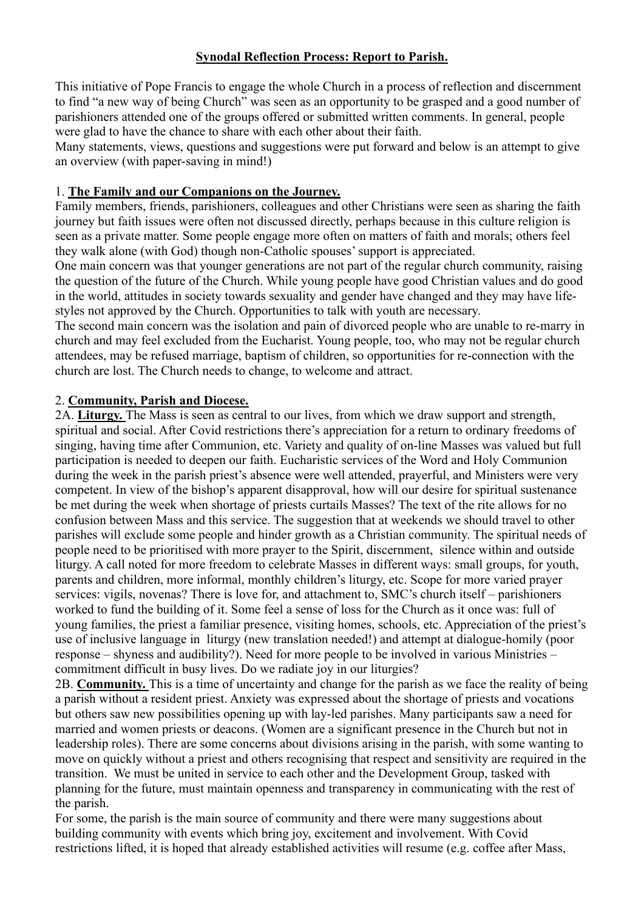# Synodal Reflection Process: Report to Parish.

This initiative of Pope Francis to engage the whole Church in a process of reflection and discernment to find "a new way of being Church" was seen as an opportunity to be grasped and a good number of parishioners attended one of the groups offered or submitted written comments. In general, people were glad to have the chance to share with each other about their faith.

Many statements, views, questions and suggestions were put forward and below is an attempt to give an overview (with paper-saving in mind!)

## 1. The Family and our Companions on the Journey.

Family members, friends, parishioners, colleagues and other Christians were seen as sharing the faith journey but faith issues were often not discussed directly, perhaps because in this culture religion is seen as a private matter. Some people engage more often on matters of faith and morals; others feel they walk alone (with God) though non-Catholic spouses' support is appreciated.

One main concern was that younger generations are not part of the regular church community, raising the question of the future of the Church. While young people have good Christian values and do good in the world, attitudes in society towards sexuality and gender have changed and they may have life-styles not approved by the Church. Opportunities to talk with youth are necessary.

The second main concern was the isolation and pain of divorced people who are unable to re-marry in church and may feel excluded from the Eucharist. Young people, too, who may not be regular church attendees, may be refused marriage, baptism of children, so opportunities for re-connection with the church are lost. The Church needs to change, to welcome and attract.

## 2. Community, Parish and Diocese.

2A. **Liturgy.** The Mass is seen as central to our lives, from which we draw support and strength, spiritual and social. After Covid restrictions there's appreciation for a return to ordinary freedoms of singing, having time after Communion, etc. Variety and quality of on-line Masses was valued but full participation is needed to deepen our faith. Eucharistic services of the Word and Holy Communion during the week in the parish priest's absence were well attended, prayerful, and Ministers were very competent. In view of the bishop's apparent disapproval, how will our desire for spiritual sustenance be met during the week when shortage of priests curtails Masses? The text of the rite allows for no confusion between Mass and this service. The suggestion that at weekends we should travel to other parishes will exclude some people and hinder growth as a Christian community. The spiritual needs of people need to be prioritised with more prayer to the Spirit, discernment, silence within and outside liturgy. A call noted for more freedom to celebrate Masses in different ways: small groups, for youth, parents and children, more informal, monthly children's liturgy, etc. Scope for more varied prayer services: vigils, novenas? There is love for, and attachment to, SMC's church itself – parishioners worked to fund the building of it. Some feel a sense of loss for the Church as it once was: full of young families, the priest a familiar presence, visiting homes, schools, etc. Appreciation of the priest's use of inclusive language in liturgy (new translation needed!) and attempt at dialogue-homily (poor response – shyness and audibility?). Need for more people to be involved in various Ministries – commitment difficult in busy lives. Do we radiate joy in our liturgies?

2B. **Community.** This is a time of uncertainty and change for the parish as we face the reality of being a parish without a resident priest. Anxiety was expressed about the shortage of priests and vocations but others saw new possibilities opening up with lay-led parishes. Many participants saw a need for married and women priests or deacons. (Women are a significant presence in the Church but not in leadership roles). There are some concerns about divisions arising in the parish, with some wanting to move on quickly without a priest and others recognising that respect and sensitivity are required in the transition. We must be united in service to each other and the Development Group, tasked with planning for the future, must maintain openness and transparency in communicating with the rest of the parish.

For some, the parish is the main source of community and there were many suggestions about building community with events which bring joy, excitement and involvement. With Covid restrictions lifted, it is hoped that already established activities will resume (e.g. coffee after Mass,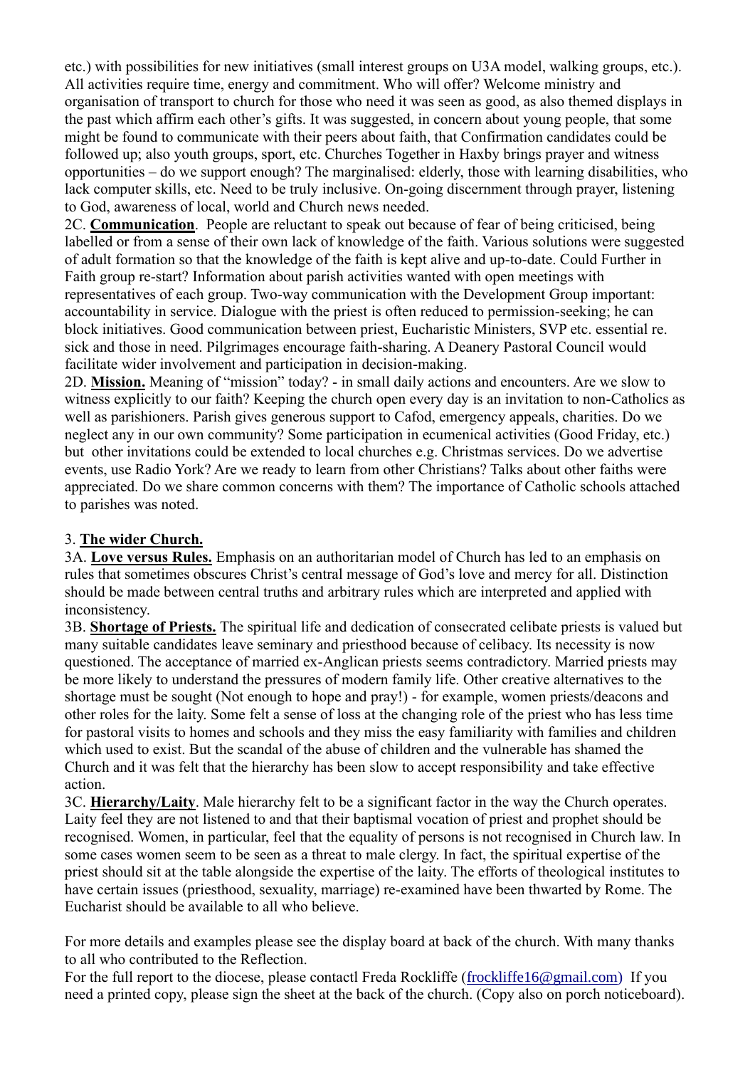etc.) with possibilities for new initiatives (small interest groups on U3A model, walking groups, etc.). All activities require time, energy and commitment. Who will offer? Welcome ministry and organisation of transport to church for those who need it was seen as good, as also themed displays in the past which affirm each other's gifts. It was suggested, in concern about young people, that some might be found to communicate with their peers about faith, that Confirmation candidates could be followed up; also youth groups, sport, etc. Churches Together in Haxby brings prayer and witness opportunities – do we support enough? The marginalised: elderly, those with learning disabilities, who lack computer skills, etc. Need to be truly inclusive. On-going discernment through prayer, listening to God, awareness of local, world and Church news needed.

2C. **Communication**. People are reluctant to speak out because of fear of being criticised, being labelled or from a sense of their own lack of knowledge of the faith. Various solutions were suggested of adult formation so that the knowledge of the faith is kept alive and up-to-date. Could Further in Faith group re-start? Information about parish activities wanted with open meetings with representatives of each group. Two-way communication with the Development Group important: accountability in service. Dialogue with the priest is often reduced to permission-seeking; he can block initiatives. Good communication between priest, Eucharistic Ministers, SVP etc. essential re. sick and those in need. Pilgrimages encourage faith-sharing. A Deanery Pastoral Council would facilitate wider involvement and participation in decision-making.

2D. **Mission.** Meaning of "mission" today? - in small daily actions and encounters. Are we slow to witness explicitly to our faith? Keeping the church open every day is an invitation to non-Catholics as well as parishioners. Parish gives generous support to Cafod, emergency appeals, charities. Do we neglect any in our own community? Some participation in ecumenical activities (Good Friday, etc.) but other invitations could be extended to local churches e.g. Christmas services. Do we advertise events, use Radio York? Are we ready to learn from other Christians? Talks about other faiths were appreciated. Do we share common concerns with them? The importance of Catholic schools attached to parishes was noted.

3. **The wider Church.**

3A. **Love versus Rules.** Emphasis on an authoritarian model of Church has led to an emphasis on rules that sometimes obscures Christ's central message of God's love and mercy for all. Distinction should be made between central truths and arbitrary rules which are interpreted and applied with inconsistency.

3B. **Shortage of Priests.** The spiritual life and dedication of consecrated celibate priests is valued but many suitable candidates leave seminary and priesthood because of celibacy. Its necessity is now questioned. The acceptance of married ex-Anglican priests seems contradictory. Married priests may be more likely to understand the pressures of modern family life. Other creative alternatives to the shortage must be sought (Not enough to hope and pray!) - for example, women priests/deacons and other roles for the laity. Some felt a sense of loss at the changing role of the priest who has less time for pastoral visits to homes and schools and they miss the easy familiarity with families and children which used to exist. But the scandal of the abuse of children and the vulnerable has shamed the Church and it was felt that the hierarchy has been slow to accept responsibility and take effective action.

3C. **Hierarchy/Laity**. Male hierarchy felt to be a significant factor in the way the Church operates. Laity feel they are not listened to and that their baptismal vocation of priest and prophet should be recognised. Women, in particular, feel that the equality of persons is not recognised in Church law. In some cases women seem to be seen as a threat to male clergy. In fact, the spiritual expertise of the priest should sit at the table alongside the expertise of the laity. The efforts of theological institutes to have certain issues (priesthood, sexuality, marriage) re-examined have been thwarted by Rome. The Eucharist should be available to all who believe.

For more details and examples please see the display board at back of the church. With many thanks to all who contributed to the Reflection.

For the full report to the diocese, please contactl Freda Rockliffe (frockliffe16@gmail.com) If you need a printed copy, please sign the sheet at the back of the church. (Copy also on porch noticeboard).